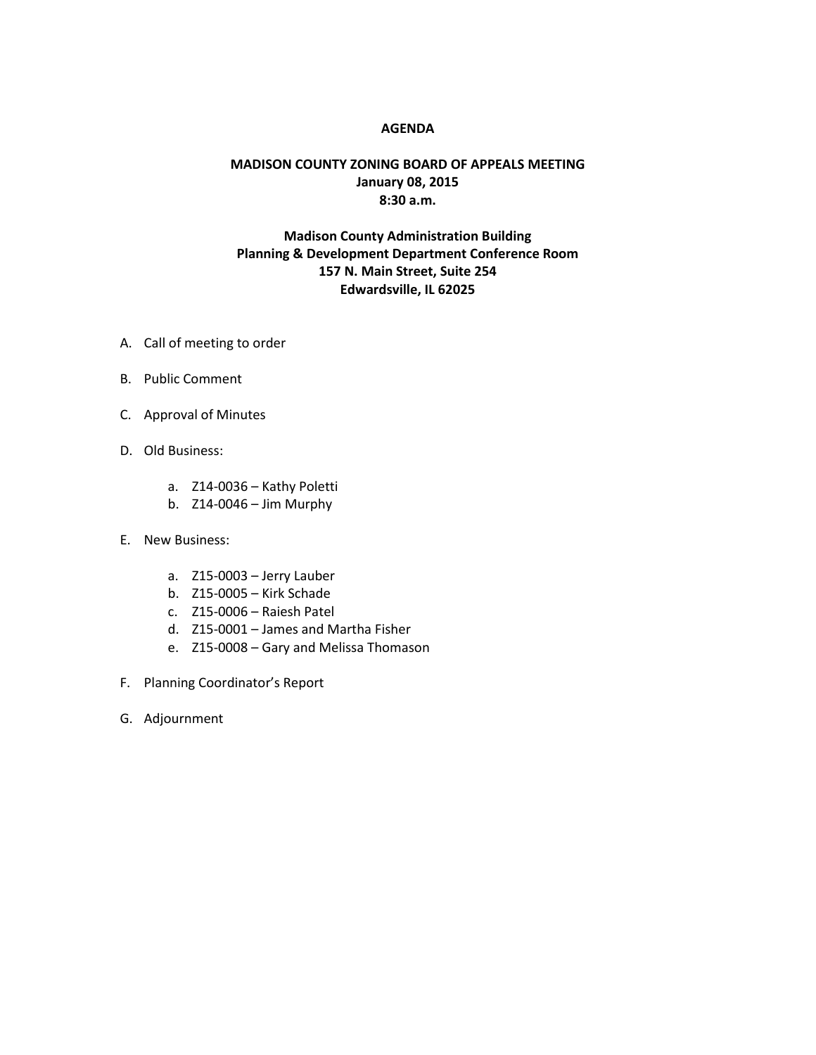# AGENDA

## MADISON COUNTY ZONING BOARD OF APPEALS MEETING
**January 08, 2015**
**8:30 a.m.**

**Madison County Administration Building**
**Planning & Development Department Conference Room**
**157 N. Main Street, Suite 254**
**Edwardsville, IL 62025**

A. Call of meeting to order

B. Public Comment

C. Approval of Minutes

D. Old Business:

   a. Z14-0036 – Kathy Poletti
   b. Z14-0046 – Jim Murphy

E. New Business:

   a. Z15-0003 – Jerry Lauber
   b. Z15-0005 – Kirk Schade
   c. Z15-0006 – Raiesh Patel
   d. Z15-0001 – James and Martha Fisher
   e. Z15-0008 – Gary and Melissa Thomason

F. Planning Coordinator's Report

G. Adjournment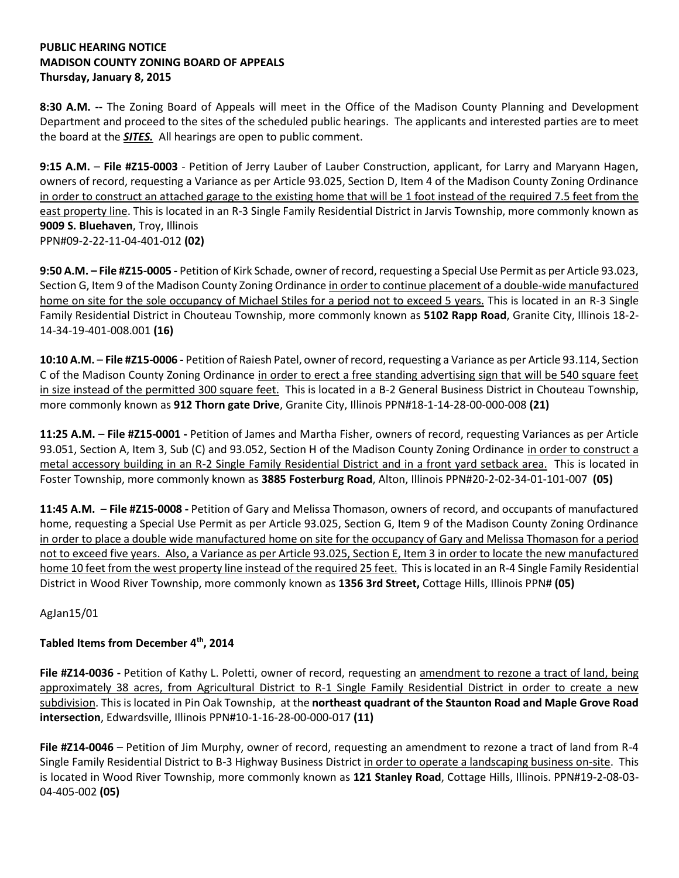**PUBLIC HEARING NOTICE**
**MADISON COUNTY ZONING BOARD OF APPEALS**
**Thursday, January 8, 2015**

**8:30 A.M. --** The Zoning Board of Appeals will meet in the Office of the Madison County Planning and Development Department and proceed to the sites of the scheduled public hearings. The applicants and interested parties are to meet the board at the ***SITES.*** All hearings are open to public comment.

**9:15 A.M.** – **File #Z15-0003** - Petition of Jerry Lauber of Lauber Construction, applicant, for Larry and Maryann Hagen, owners of record, requesting a Variance as per Article 93.025, Section D, Item 4 of the Madison County Zoning Ordinance in order to construct an attached garage to the existing home that will be 1 foot instead of the required 7.5 feet from the east property line. This is located in an R-3 Single Family Residential District in Jarvis Township, more commonly known as **9009 S. Bluehaven**, Troy, Illinois
PPN#09-2-22-11-04-401-012 **(02)**

**9:50 A.M. – File #Z15-0005 -** Petition of Kirk Schade, owner of record, requesting a Special Use Permit as per Article 93.023, Section G, Item 9 of the Madison County Zoning Ordinance in order to continue placement of a double-wide manufactured home on site for the sole occupancy of Michael Stiles for a period not to exceed 5 years. This is located in an R-3 Single Family Residential District in Chouteau Township, more commonly known as **5102 Rapp Road**, Granite City, Illinois 18-2-14-34-19-401-008.001 **(16)**

**10:10 A.M.** – **File #Z15-0006 -** Petition of Raiesh Patel, owner of record, requesting a Variance as per Article 93.114, Section C of the Madison County Zoning Ordinance in order to erect a free standing advertising sign that will be 540 square feet in size instead of the permitted 300 square feet. This is located in a B-2 General Business District in Chouteau Township, more commonly known as **912 Thorn gate Drive**, Granite City, Illinois PPN#18-1-14-28-00-000-008 **(21)**

**11:25 A.M.** – **File #Z15-0001 -** Petition of James and Martha Fisher, owners of record, requesting Variances as per Article 93.051, Section A, Item 3, Sub (C) and 93.052, Section H of the Madison County Zoning Ordinance in order to construct a metal accessory building in an R-2 Single Family Residential District and in a front yard setback area. This is located in Foster Township, more commonly known as **3885 Fosterburg Road**, Alton, Illinois PPN#20-2-02-34-01-101-007 **(05)**

**11:45 A.M.** – **File #Z15-0008 -** Petition of Gary and Melissa Thomason, owners of record, and occupants of manufactured home, requesting a Special Use Permit as per Article 93.025, Section G, Item 9 of the Madison County Zoning Ordinance in order to place a double wide manufactured home on site for the occupancy of Gary and Melissa Thomason for a period not to exceed five years. Also, a Variance as per Article 93.025, Section E, Item 3 in order to locate the new manufactured home 10 feet from the west property line instead of the required 25 feet. This is located in an R-4 Single Family Residential District in Wood River Township, more commonly known as **1356 3rd Street,** Cottage Hills, Illinois PPN# **(05)**

AgJan15/01

**Tabled Items from December 4th, 2014**

**File #Z14-0036 -** Petition of Kathy L. Poletti, owner of record, requesting an amendment to rezone a tract of land, being approximately 38 acres, from Agricultural District to R-1 Single Family Residential District in order to create a new subdivision. This is located in Pin Oak Township, at the **northeast quadrant of the Staunton Road and Maple Grove Road intersection**, Edwardsville, Illinois PPN#10-1-16-28-00-000-017 **(11)**

**File #Z14-0046** – Petition of Jim Murphy, owner of record, requesting an amendment to rezone a tract of land from R-4 Single Family Residential District to B-3 Highway Business District in order to operate a landscaping business on-site. This is located in Wood River Township, more commonly known as **121 Stanley Road**, Cottage Hills, Illinois. PPN#19-2-08-03-04-405-002 **(05)**